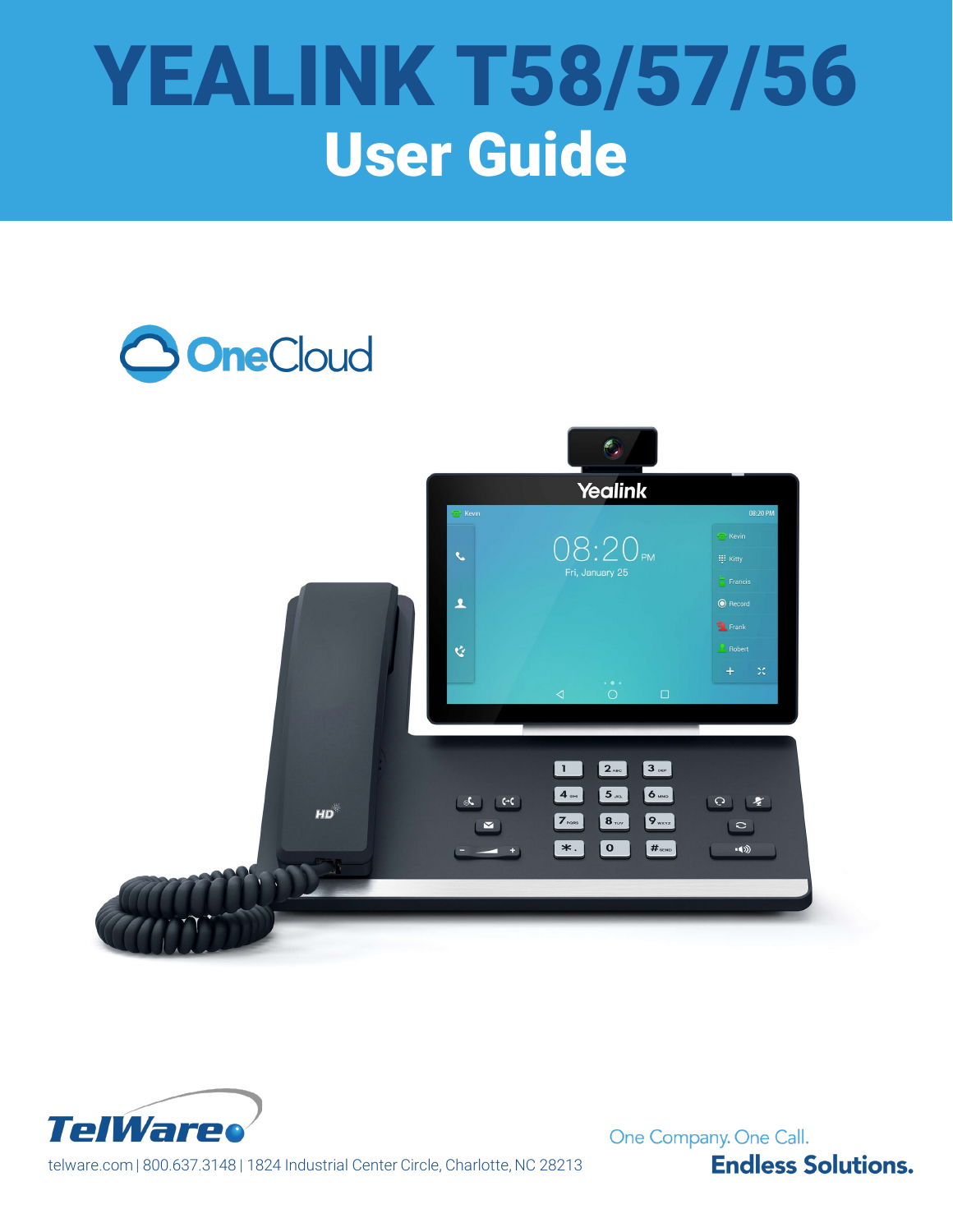# YEALINK T58/57/56

## User Guide

OneCloud

TelWare

telware.com | 800.637.3148 | 1824 Industrial Center Circle, Charlotte, NC 28213

One Company. One Call.

**Endless Solutions.**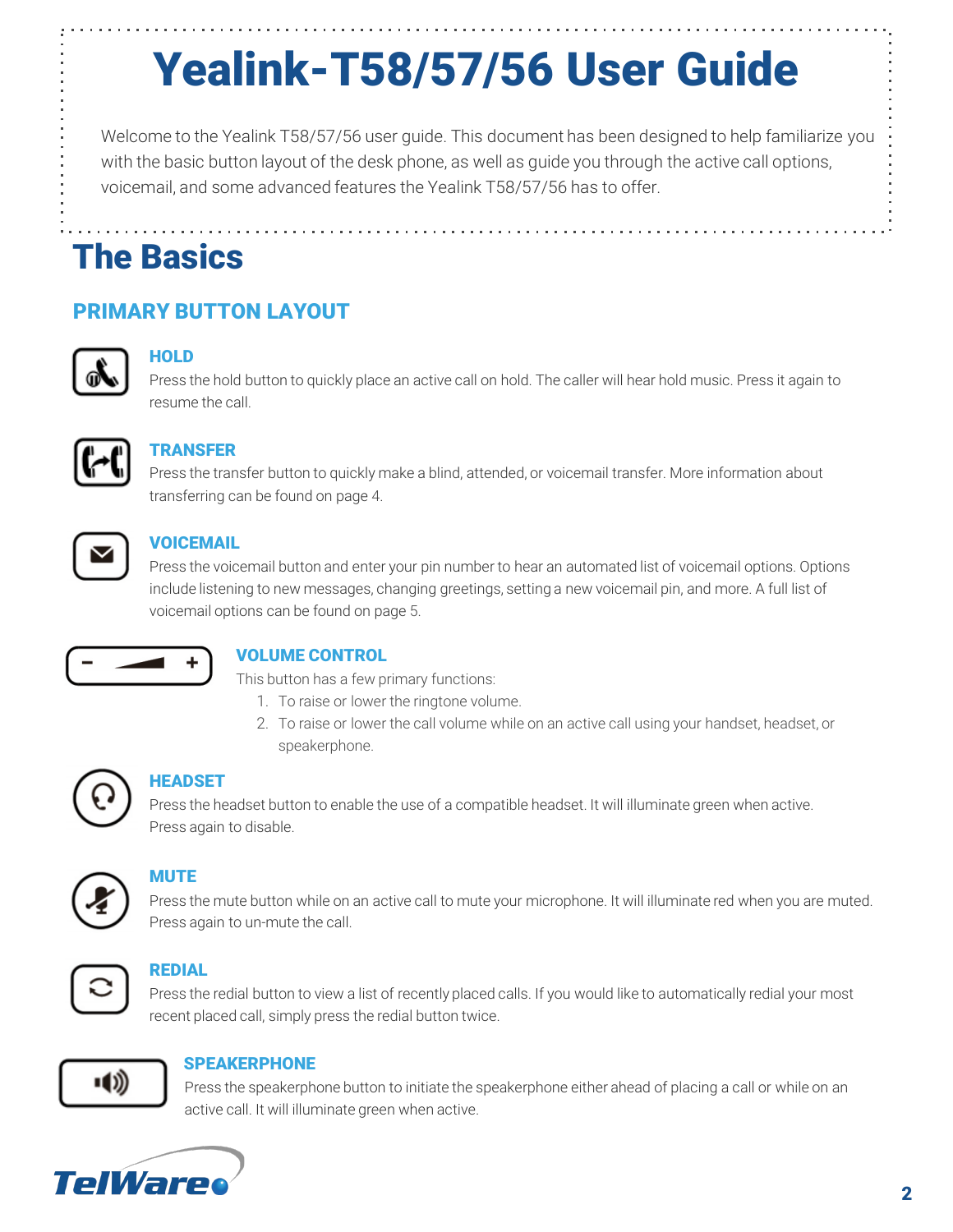# Yealink-T58/57/56 User Guide

Welcome to the Yealink T58/57/56 user guide. This document has been designed to help familiarize you with the basic button layout of the desk phone, as well as guide you through the active call options, voicemail, and some advanced features the Yealink T58/57/56 has to offer.

## The Basics

### PRIMARY BUTTON LAYOUT

#### HOLD

Press the hold button to quickly place an active call on hold. The caller will hear hold music. Press it again to resume the call.

#### TRANSFER

Press the transfer button to quickly make a blind, attended, or voicemail transfer. More information about transferring can be found on page 4.

#### VOICEMAIL

Press the voicemail button and enter your pin number to hear an automated list of voicemail options. Options include listening to new messages, changing greetings, setting a new voicemail pin, and more. A full list of voicemail options can be found on page 5.

#### VOLUME CONTROL

This button has a few primary functions:

1. To raise or lower the ringtone volume.
2. To raise or lower the call volume while on an active call using your handset, headset, or speakerphone.

#### HEADSET

Press the headset button to enable the use of a compatible headset. It will illuminate green when active. Press again to disable.

#### MUTE

Press the mute button while on an active call to mute your microphone. It will illuminate red when you are muted. Press again to un-mute the call.

#### REDIAL

Press the redial button to view a list of recently placed calls. If you would like to automatically redial your most recent placed call, simply press the redial button twice.

#### SPEAKERPHONE

Press the speakerphone button to initiate the speakerphone either ahead of placing a call or while on an active call. It will illuminate green when active.

TelWare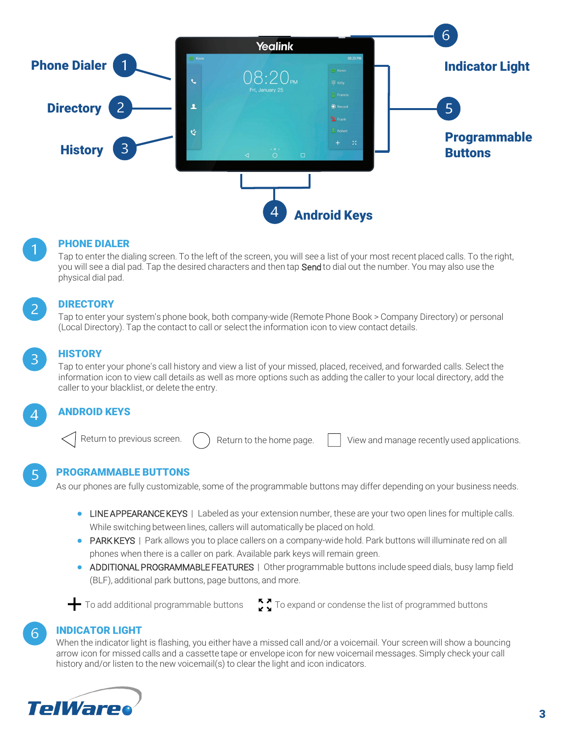Phone Dialer 1

Directory 2

History 3

4 Android Keys

6 Indicator Light

5 Programmable Buttons

## 1 PHONE DIALER

Tap to enter the dialing screen. To the left of the screen, you will see a list of your most recent placed calls. To the right, you will see a dial pad. Tap the desired characters and then tap **Send** to dial out the number. You may also use the physical dial pad.

## 2 DIRECTORY

Tap to enter your system's phone book, both company-wide (Remote Phone Book > Company Directory) or personal (Local Directory). Tap the contact to call or select the information icon to view contact details.

## 3 HISTORY

Tap to enter your phone's call history and view a list of your missed, placed, received, and forwarded calls. Select the information icon to view call details as well as more options such as adding the caller to your local directory, add the caller to your blacklist, or delete the entry.

## 4 ANDROID KEYS

◁ Return to previous screen. ○ Return to the home page. □ View and manage recently used applications.

## 5 PROGRAMMABLE BUTTONS

As our phones are fully customizable, some of the programmable buttons may differ depending on your business needs.

- LINE APPEARANCE KEYS | Labeled as your extension number, these are your two open lines for multiple calls. While switching between lines, callers will automatically be placed on hold.
- PARK KEYS | Park allows you to place callers on a company-wide hold. Park buttons will illuminate red on all phones when there is a caller on park. Available park keys will remain green.
- ADDITIONAL PROGRAMMABLE FEATURES | Other programmable buttons include speed dials, busy lamp field (BLF), additional park buttons, page buttons, and more.

+ To add additional programmable buttons ⛶ To expand or condense the list of programmed buttons

## 6 INDICATOR LIGHT

When the indicator light is flashing, you either have a missed call and/or a voicemail. Your screen will show a bouncing arrow icon for missed calls and a cassette tape or envelope icon for new voicemail messages. Simply check your call history and/or listen to the new voicemail(s) to clear the light and icon indicators.

TelWare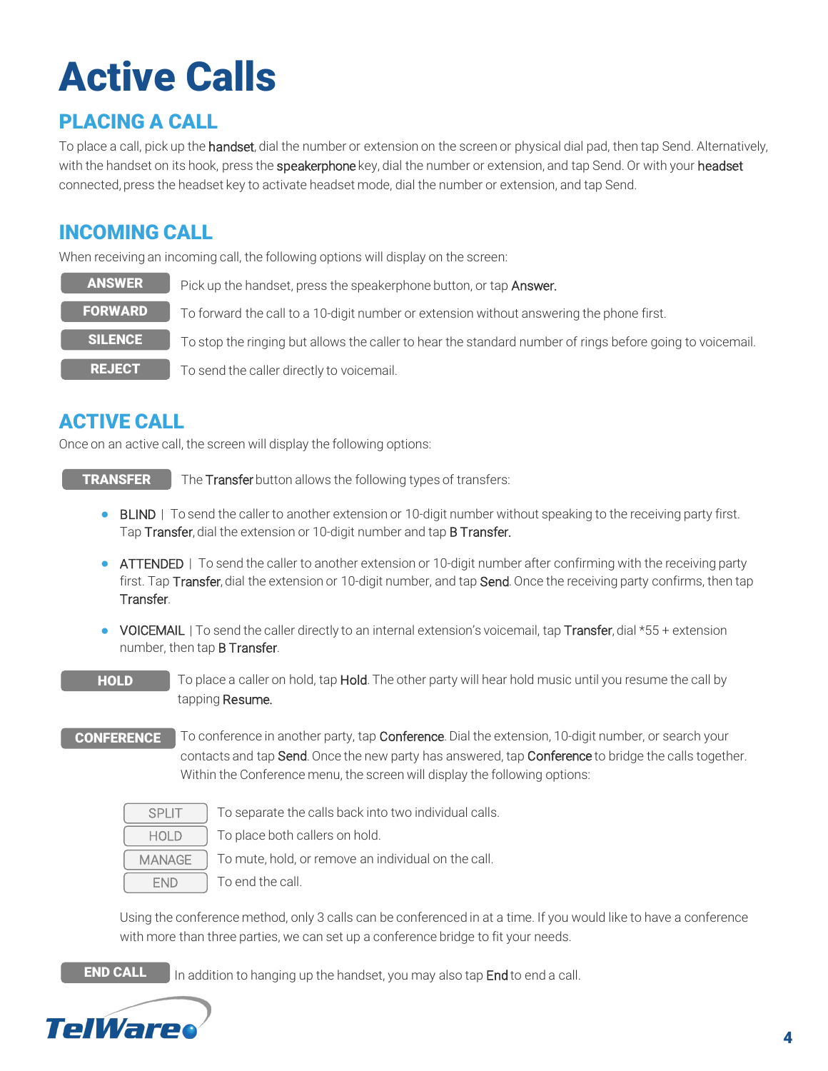# Active Calls

## PLACING A CALL

To place a call, pick up the **handset**, dial the number or extension on the screen or physical dial pad, then tap Send. Alternatively, with the handset on its hook, press the **speakerphone** key, dial the number or extension, and tap Send. Or with your **headset** connected, press the headset key to activate headset mode, dial the number or extension, and tap Send.

## INCOMING CALL

When receiving an incoming call, the following options will display on the screen:

| | |
|---|---|
| **ANSWER** | Pick up the handset, press the speakerphone button, or tap **Answer.** |
| **FORWARD** | To forward the call to a 10-digit number or extension without answering the phone first. |
| **SILENCE** | To stop the ringing but allows the caller to hear the standard number of rings before going to voicemail. |
| **REJECT** | To send the caller directly to voicemail. |

## ACTIVE CALL

Once on an active call, the screen will display the following options:

**TRANSFER** The **Transfer** button allows the following types of transfers:

- **BLIND** | To send the caller to another extension or 10-digit number without speaking to the receiving party first. Tap **Transfer**, dial the extension or 10-digit number and tap **B Transfer.**
- **ATTENDED** | To send the caller to another extension or 10-digit number after confirming with the receiving party first. Tap **Transfer**, dial the extension or 10-digit number, and tap **Send**. Once the receiving party confirms, then tap **Transfer**.
- **VOICEMAIL** | To send the caller directly to an internal extension's voicemail, tap **Transfer**, dial *55 + extension number, then tap **B Transfer**.

**HOLD** To place a caller on hold, tap **Hold**. The other party will hear hold music until you resume the call by tapping **Resume.**

**CONFERENCE** To conference in another party, tap **Conference**. Dial the extension, 10-digit number, or search your contacts and tap **Send**. Once the new party has answered, tap **Conference** to bridge the calls together. Within the Conference menu, the screen will display the following options:

| | |
|---|---|
| SPLIT | To separate the calls back into two individual calls. |
| HOLD | To place both callers on hold. |
| MANAGE | To mute, hold, or remove an individual on the call. |
| END | To end the call. |

Using the conference method, only 3 calls can be conferenced in at a time. If you would like to have a conference with more than three parties, we can set up a conference bridge to fit your needs.

**END CALL** In addition to hanging up the handset, you may also tap **End** to end a call.

TelWare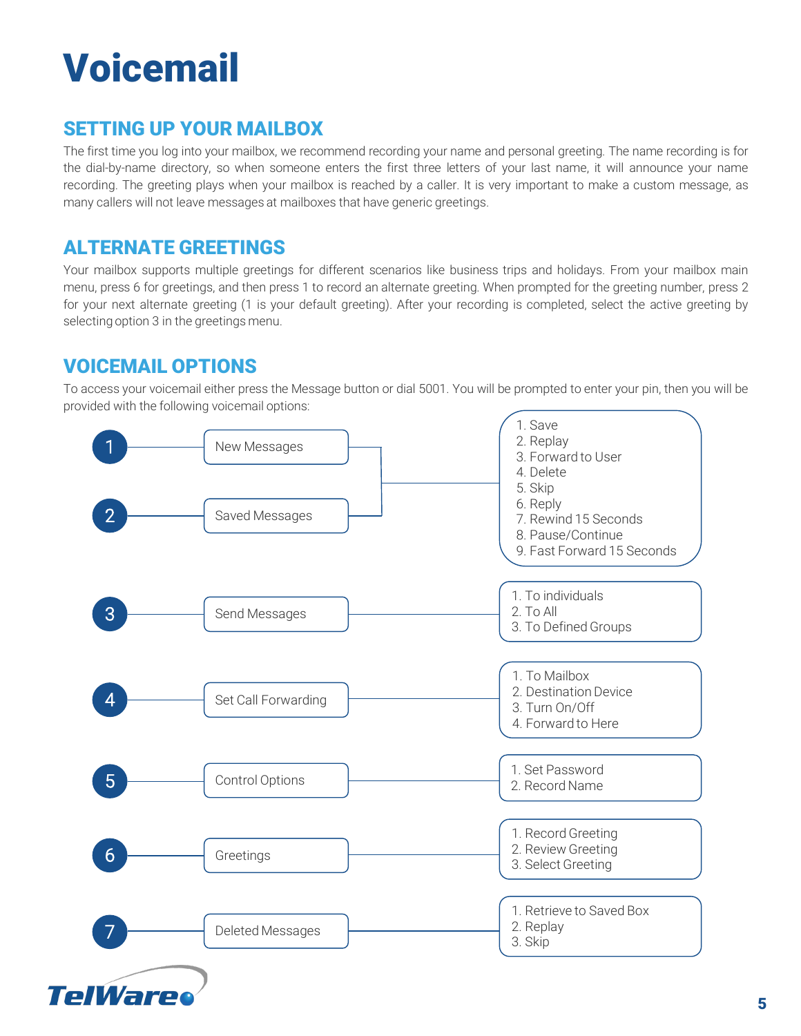# Voicemail

## SETTING UP YOUR MAILBOX

The first time you log into your mailbox, we recommend recording your name and personal greeting. The name recording is for the dial-by-name directory, so when someone enters the first three letters of your last name, it will announce your name recording. The greeting plays when your mailbox is reached by a caller. It is very important to make a custom message, as many callers will not leave messages at mailboxes that have generic greetings.

## ALTERNATE GREETINGS

Your mailbox supports multiple greetings for different scenarios like business trips and holidays. From your mailbox main menu, press 6 for greetings, and then press 1 to record an alternate greeting. When prompted for the greeting number, press 2 for your next alternate greeting (1 is your default greeting). After your recording is completed, select the active greeting by selecting option 3 in the greetings menu.

## VOICEMAIL OPTIONS

To access your voicemail either press the Message button or dial 5001. You will be prompted to enter your pin, then you will be provided with the following voicemail options:

- **1** New Messages
- **2** Saved Messages
  1. Save
  2. Replay
  3. Forward to User
  4. Delete
  5. Skip
  6. Reply
  7. Rewind 15 Seconds
  8. Pause/Continue
  9. Fast Forward 15 Seconds
- **3** Send Messages
  1. To individuals
  2. To All
  3. To Defined Groups
- **4** Set Call Forwarding
  1. To Mailbox
  2. Destination Device
  3. Turn On/Off
  4. Forward to Here
- **5** Control Options
  1. Set Password
  2. Record Name
- **6** Greetings
  1. Record Greeting
  2. Review Greeting
  3. Select Greeting
- **7** Deleted Messages
  1. Retrieve to Saved Box
  2. Replay
  3. Skip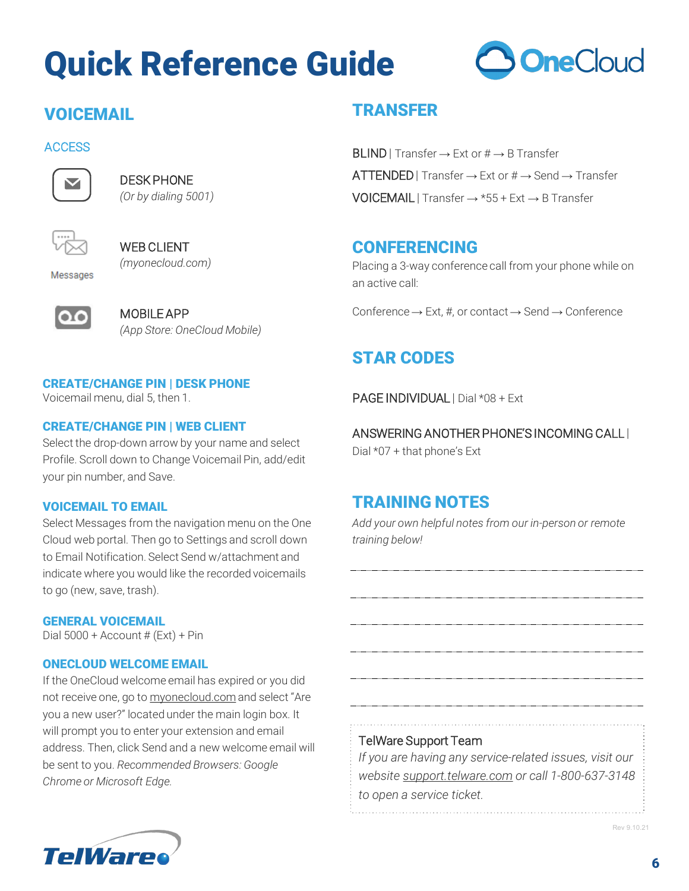# Quick Reference Guide

OneCloud

## VOICEMAIL

### ACCESS

DESK PHONE
*(Or by dialing 5001)*

Messages

WEB CLIENT
*(myonecloud.com)*

MOBILE APP
*(App Store: OneCloud Mobile)*

### CREATE/CHANGE PIN | DESK PHONE

Voicemail menu, dial 5, then 1.

### CREATE/CHANGE PIN | WEB CLIENT

Select the drop-down arrow by your name and select Profile. Scroll down to Change Voicemail Pin, add/edit your pin number, and Save.

### VOICEMAIL TO EMAIL

Select Messages from the navigation menu on the One Cloud web portal. Then go to Settings and scroll down to Email Notification. Select Send w/attachment and indicate where you would like the recorded voicemails to go (new, save, trash).

### GENERAL VOICEMAIL

Dial 5000 + Account # (Ext) + Pin

### ONECLOUD WELCOME EMAIL

If the OneCloud welcome email has expired or you did not receive one, go to myonecloud.com and select "Are you a new user?" located under the main login box. It will prompt you to enter your extension and email address. Then, click Send and a new welcome email will be sent to you. *Recommended Browsers: Google Chrome or Microsoft Edge.*

## TRANSFER

BLIND | Transfer → Ext or # → B Transfer

ATTENDED | Transfer → Ext or # → Send → Transfer

VOICEMAIL | Transfer → *55 + Ext → B Transfer

## CONFERENCING

Placing a 3-way conference call from your phone while on an active call:

Conference → Ext, #, or contact → Send → Conference

## STAR CODES

PAGE INDIVIDUAL | Dial *08 + Ext

ANSWERING ANOTHER PHONE'S INCOMING CALL | Dial *07 + that phone's Ext

## TRAINING NOTES

*Add your own helpful notes from our in-person or remote training below!*

TelWare Support Team
*If you are having any service-related issues, visit our website support.telware.com or call 1-800-637-3148 to open a service ticket.*

Rev 9.10.21

TelWare